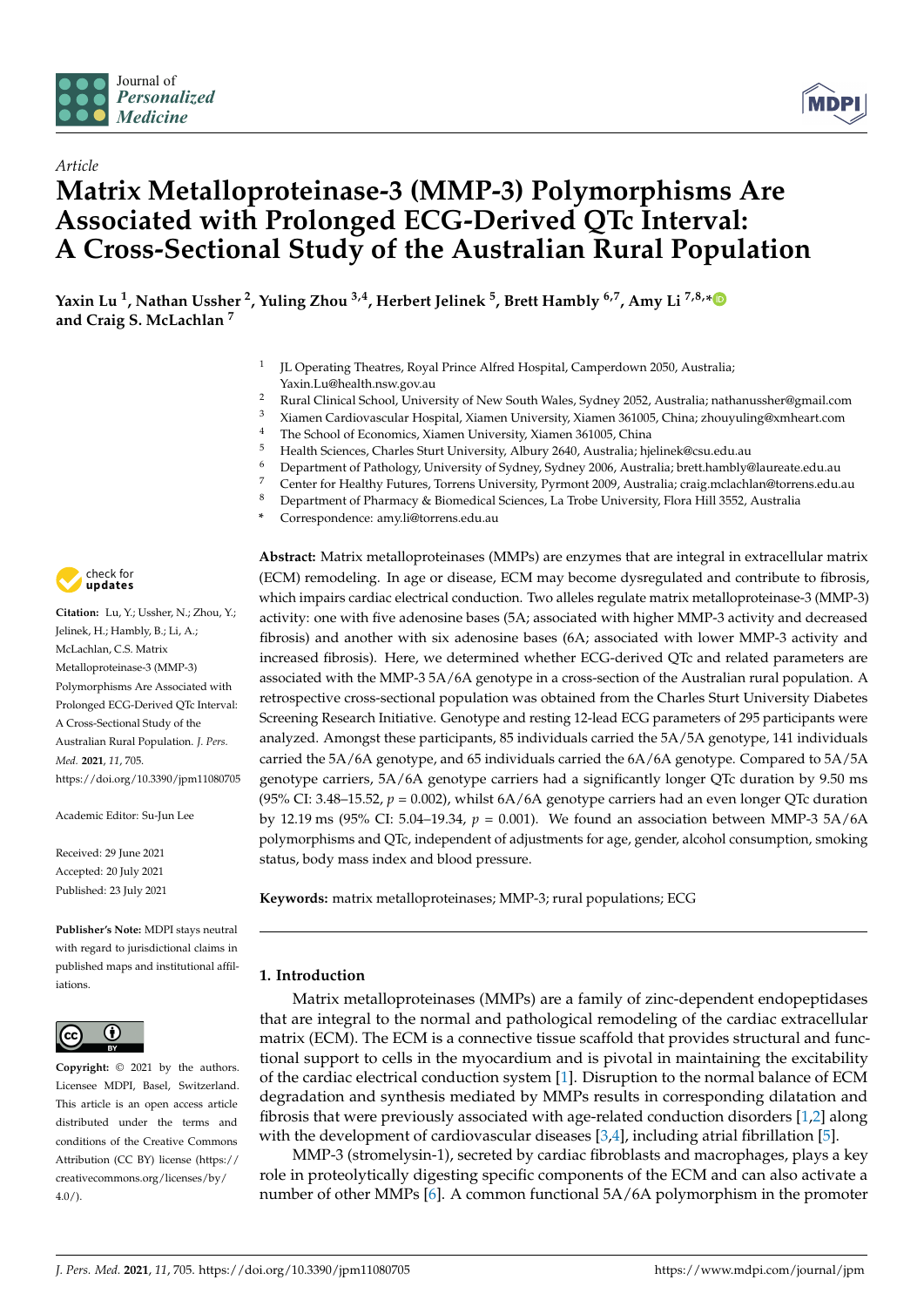*Article*

# Matrix Metalloproteinase-3 (MMP-3) Polymorphisms Are Associated with Prolonged ECG-Derived QTc Interval: A Cross-Sectional Study of the Australian Rural Population

**Yaxin Lu [1], Nathan Ussher [2], Yuling Zhou [3,4], Herbert Jelinek [5], Brett Hambly [6,7], Amy Li [7,8,*] and Craig S. McLachlan [7]**

[1] JL Operating Theatres, Royal Prince Alfred Hospital, Camperdown 2050, Australia; Yaxin.Lu@health.nsw.gov.au
[2] Rural Clinical School, University of New South Wales, Sydney 2052, Australia; nathanussher@gmail.com
[3] Xiamen Cardiovascular Hospital, Xiamen University, Xiamen 361005, China; zhouyuling@xmheart.com
[4] The School of Economics, Xiamen University, Xiamen 361005, China
[5] Health Sciences, Charles Sturt University, Albury 2640, Australia; hjelinek@csu.edu.au
[6] Department of Pathology, University of Sydney, Sydney 2006, Australia; brett.hambly@laureate.edu.au
[7] Center for Healthy Futures, Torrens University, Pyrmont 2009, Australia; craig.mclachlan@torrens.edu.au
[8] Department of Pharmacy & Biomedical Sciences, La Trobe University, Flora Hill 3552, Australia
\* Correspondence: amy.li@torrens.edu.au

**Citation:** Lu, Y.; Ussher, N.; Zhou, Y.; Jelinek, H.; Hambly, B.; Li, A.; McLachlan, C.S. Matrix Metalloproteinase-3 (MMP-3) Polymorphisms Are Associated with Prolonged ECG-Derived QTc Interval: A Cross-Sectional Study of the Australian Rural Population. *J. Pers. Med.* **2021**, *11*, 705. https://doi.org/10.3390/jpm11080705

Academic Editor: Su-Jun Lee

Received: 29 June 2021
Accepted: 20 July 2021
Published: 23 July 2021

**Publisher's Note:** MDPI stays neutral with regard to jurisdictional claims in published maps and institutional affiliations.

**Copyright:** © 2021 by the authors. Licensee MDPI, Basel, Switzerland. This article is an open access article distributed under the terms and conditions of the Creative Commons Attribution (CC BY) license (https://creativecommons.org/licenses/by/4.0/).

**Abstract:** Matrix metalloproteinases (MMPs) are enzymes that are integral in extracellular matrix (ECM) remodeling. In age or disease, ECM may become dysregulated and contribute to fibrosis, which impairs cardiac electrical conduction. Two alleles regulate matrix metalloproteinase-3 (MMP-3) activity: one with five adenosine bases (5A; associated with higher MMP-3 activity and decreased fibrosis) and another with six adenosine bases (6A; associated with lower MMP-3 activity and increased fibrosis). Here, we determined whether ECG-derived QTc and related parameters are associated with the MMP-3 5A/6A genotype in a cross-section of the Australian rural population. A retrospective cross-sectional population was obtained from the Charles Sturt University Diabetes Screening Research Initiative. Genotype and resting 12-lead ECG parameters of 295 participants were analyzed. Amongst these participants, 85 individuals carried the 5A/5A genotype, 141 individuals carried the 5A/6A genotype, and 65 individuals carried the 6A/6A genotype. Compared to 5A/5A genotype carriers, 5A/6A genotype carriers had a significantly longer QTc duration by 9.50 ms (95% CI: 3.48–15.52, $p = 0.002$), whilst 6A/6A genotype carriers had an even longer QTc duration by 12.19 ms (95% CI: 5.04–19.34, $p = 0.001$). We found an association between MMP-3 5A/6A polymorphisms and QTc, independent of adjustments for age, gender, alcohol consumption, smoking status, body mass index and blood pressure.

**Keywords:** matrix metalloproteinases; MMP-3; rural populations; ECG

## 1. Introduction

Matrix metalloproteinases (MMPs) are a family of zinc-dependent endopeptidases that are integral to the normal and pathological remodeling of the cardiac extracellular matrix (ECM). The ECM is a connective tissue scaffold that provides structural and functional support to cells in the myocardium and is pivotal in maintaining the excitability of the cardiac electrical conduction system [1]. Disruption to the normal balance of ECM degradation and synthesis mediated by MMPs results in corresponding dilatation and fibrosis that were previously associated with age-related conduction disorders [1,2] along with the development of cardiovascular diseases [3,4], including atrial fibrillation [5].

MMP-3 (stromelysin-1), secreted by cardiac fibroblasts and macrophages, plays a key role in proteolytically digesting specific components of the ECM and can also activate a number of other MMPs [6]. A common functional 5A/6A polymorphism in the promoter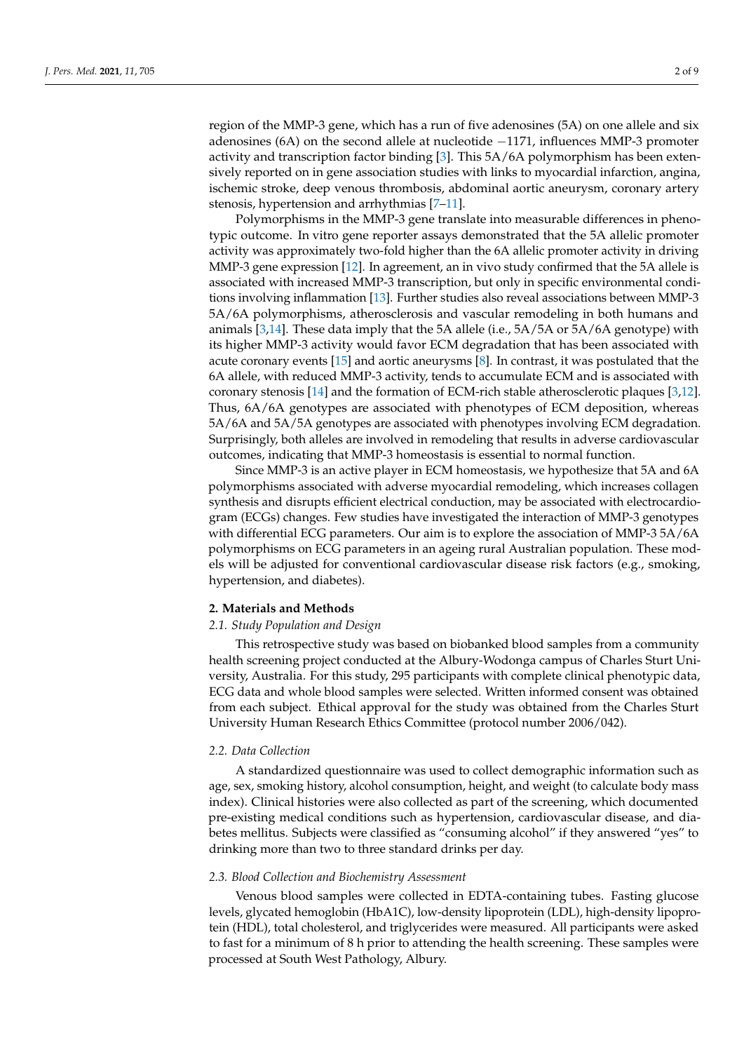region of the MMP-3 gene, which has a run of five adenosines (5A) on one allele and six adenosines (6A) on the second allele at nucleotide −1171, influences MMP-3 promoter activity and transcription factor binding [3]. This 5A/6A polymorphism has been extensively reported on in gene association studies with links to myocardial infarction, angina, ischemic stroke, deep venous thrombosis, abdominal aortic aneurysm, coronary artery stenosis, hypertension and arrhythmias [7–11].

Polymorphisms in the MMP-3 gene translate into measurable differences in phenotypic outcome. In vitro gene reporter assays demonstrated that the 5A allelic promoter activity was approximately two-fold higher than the 6A allelic promoter activity in driving MMP-3 gene expression [12]. In agreement, an in vivo study confirmed that the 5A allele is associated with increased MMP-3 transcription, but only in specific environmental conditions involving inflammation [13]. Further studies also reveal associations between MMP-3 5A/6A polymorphisms, atherosclerosis and vascular remodeling in both humans and animals [3,14]. These data imply that the 5A allele (i.e., 5A/5A or 5A/6A genotype) with its higher MMP-3 activity would favor ECM degradation that has been associated with acute coronary events [15] and aortic aneurysms [8]. In contrast, it was postulated that the 6A allele, with reduced MMP-3 activity, tends to accumulate ECM and is associated with coronary stenosis [14] and the formation of ECM-rich stable atherosclerotic plaques [3,12]. Thus, 6A/6A genotypes are associated with phenotypes of ECM deposition, whereas 5A/6A and 5A/5A genotypes are associated with phenotypes involving ECM degradation. Surprisingly, both alleles are involved in remodeling that results in adverse cardiovascular outcomes, indicating that MMP-3 homeostasis is essential to normal function.

Since MMP-3 is an active player in ECM homeostasis, we hypothesize that 5A and 6A polymorphisms associated with adverse myocardial remodeling, which increases collagen synthesis and disrupts efficient electrical conduction, may be associated with electrocardiogram (ECGs) changes. Few studies have investigated the interaction of MMP-3 genotypes with differential ECG parameters. Our aim is to explore the association of MMP-3 5A/6A polymorphisms on ECG parameters in an ageing rural Australian population. These models will be adjusted for conventional cardiovascular disease risk factors (e.g., smoking, hypertension, and diabetes).

## 2. Materials and Methods

### *2.1. Study Population and Design*

This retrospective study was based on biobanked blood samples from a community health screening project conducted at the Albury-Wodonga campus of Charles Sturt University, Australia. For this study, 295 participants with complete clinical phenotypic data, ECG data and whole blood samples were selected. Written informed consent was obtained from each subject. Ethical approval for the study was obtained from the Charles Sturt University Human Research Ethics Committee (protocol number 2006/042).

### *2.2. Data Collection*

A standardized questionnaire was used to collect demographic information such as age, sex, smoking history, alcohol consumption, height, and weight (to calculate body mass index). Clinical histories were also collected as part of the screening, which documented pre-existing medical conditions such as hypertension, cardiovascular disease, and diabetes mellitus. Subjects were classified as "consuming alcohol" if they answered "yes" to drinking more than two to three standard drinks per day.

### *2.3. Blood Collection and Biochemistry Assessment*

Venous blood samples were collected in EDTA-containing tubes. Fasting glucose levels, glycated hemoglobin (HbA1C), low-density lipoprotein (LDL), high-density lipoprotein (HDL), total cholesterol, and triglycerides were measured. All participants were asked to fast for a minimum of 8 h prior to attending the health screening. These samples were processed at South West Pathology, Albury.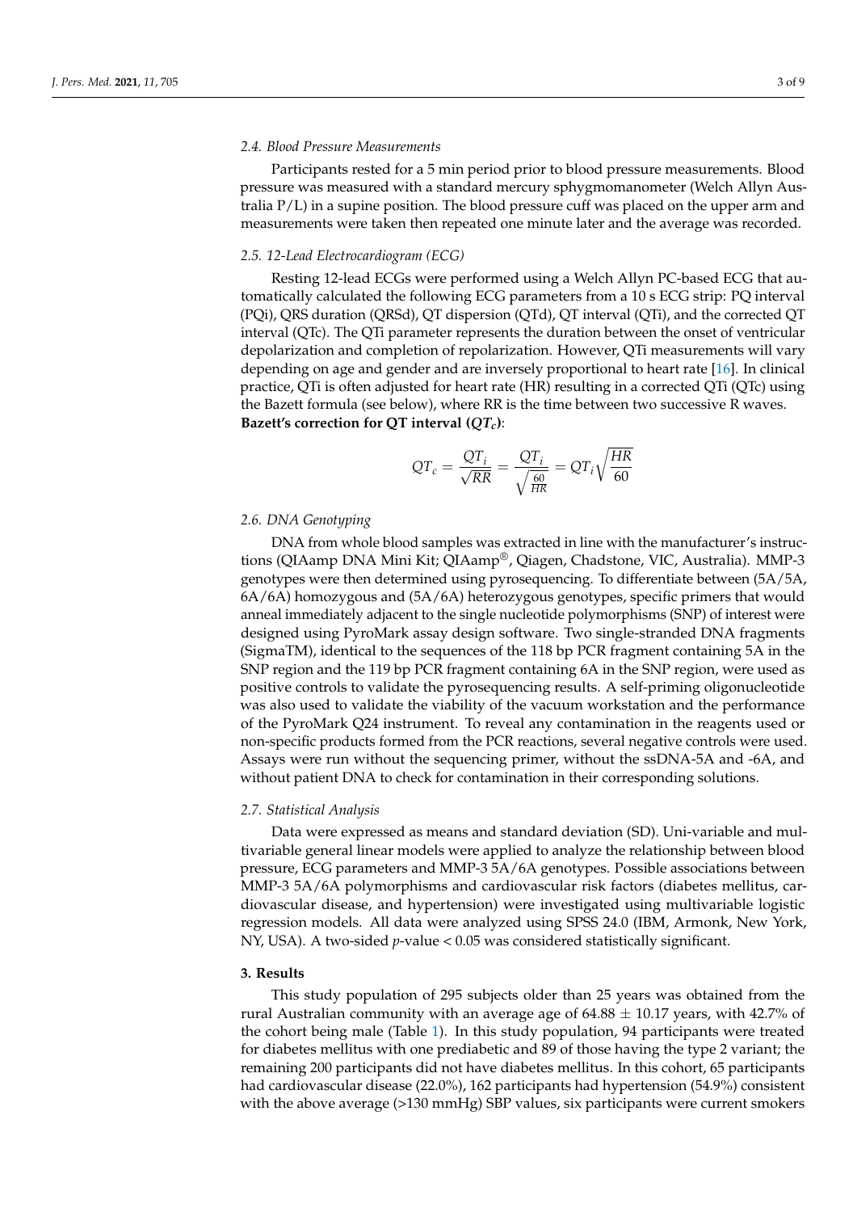### 2.4. Blood Pressure Measurements

Participants rested for a 5 min period prior to blood pressure measurements. Blood pressure was measured with a standard mercury sphygmomanometer (Welch Allyn Australia P/L) in a supine position. The blood pressure cuff was placed on the upper arm and measurements were taken then repeated one minute later and the average was recorded.

### 2.5. 12-Lead Electrocardiogram (ECG)

Resting 12-lead ECGs were performed using a Welch Allyn PC-based ECG that automatically calculated the following ECG parameters from a 10 s ECG strip: PQ interval (PQi), QRS duration (QRSd), QT dispersion (QTd), QT interval (QTi), and the corrected QT interval (QTc). The QTi parameter represents the duration between the onset of ventricular depolarization and completion of repolarization. However, QTi measurements will vary depending on age and gender and are inversely proportional to heart rate [16]. In clinical practice, QTi is often adjusted for heart rate (HR) resulting in a corrected QTi (QTc) using the Bazett formula (see below), where RR is the time between two successive R waves.

**Bazett's correction for QT interval ($QT_c$)**:

$$QT_c = \frac{QT_i}{\sqrt{RR}} = \frac{QT_i}{\sqrt{\frac{60}{HR}}} = QT_i\sqrt{\frac{HR}{60}}$$

### 2.6. DNA Genotyping

DNA from whole blood samples was extracted in line with the manufacturer's instructions (QIAamp DNA Mini Kit; QIAamp®, Qiagen, Chadstone, VIC, Australia). MMP-3 genotypes were then determined using pyrosequencing. To differentiate between (5A/5A, 6A/6A) homozygous and (5A/6A) heterozygous genotypes, specific primers that would anneal immediately adjacent to the single nucleotide polymorphisms (SNP) of interest were designed using PyroMark assay design software. Two single-stranded DNA fragments (SigmaTM), identical to the sequences of the 118 bp PCR fragment containing 5A in the SNP region and the 119 bp PCR fragment containing 6A in the SNP region, were used as positive controls to validate the pyrosequencing results. A self-priming oligonucleotide was also used to validate the viability of the vacuum workstation and the performance of the PyroMark Q24 instrument. To reveal any contamination in the reagents used or non-specific products formed from the PCR reactions, several negative controls were used. Assays were run without the sequencing primer, without the ssDNA-5A and -6A, and without patient DNA to check for contamination in their corresponding solutions.

### 2.7. Statistical Analysis

Data were expressed as means and standard deviation (SD). Uni-variable and multivariable general linear models were applied to analyze the relationship between blood pressure, ECG parameters and MMP-3 5A/6A genotypes. Possible associations between MMP-3 5A/6A polymorphisms and cardiovascular risk factors (diabetes mellitus, cardiovascular disease, and hypertension) were investigated using multivariable logistic regression models. All data were analyzed using SPSS 24.0 (IBM, Armonk, New York, NY, USA). A two-sided $p$-value < 0.05 was considered statistically significant.

## 3. Results

This study population of 295 subjects older than 25 years was obtained from the rural Australian community with an average age of 64.88 ± 10.17 years, with 42.7% of the cohort being male (Table 1). In this study population, 94 participants were treated for diabetes mellitus with one prediabetic and 89 of those having the type 2 variant; the remaining 200 participants did not have diabetes mellitus. In this cohort, 65 participants had cardiovascular disease (22.0%), 162 participants had hypertension (54.9%) consistent with the above average (>130 mmHg) SBP values, six participants were current smokers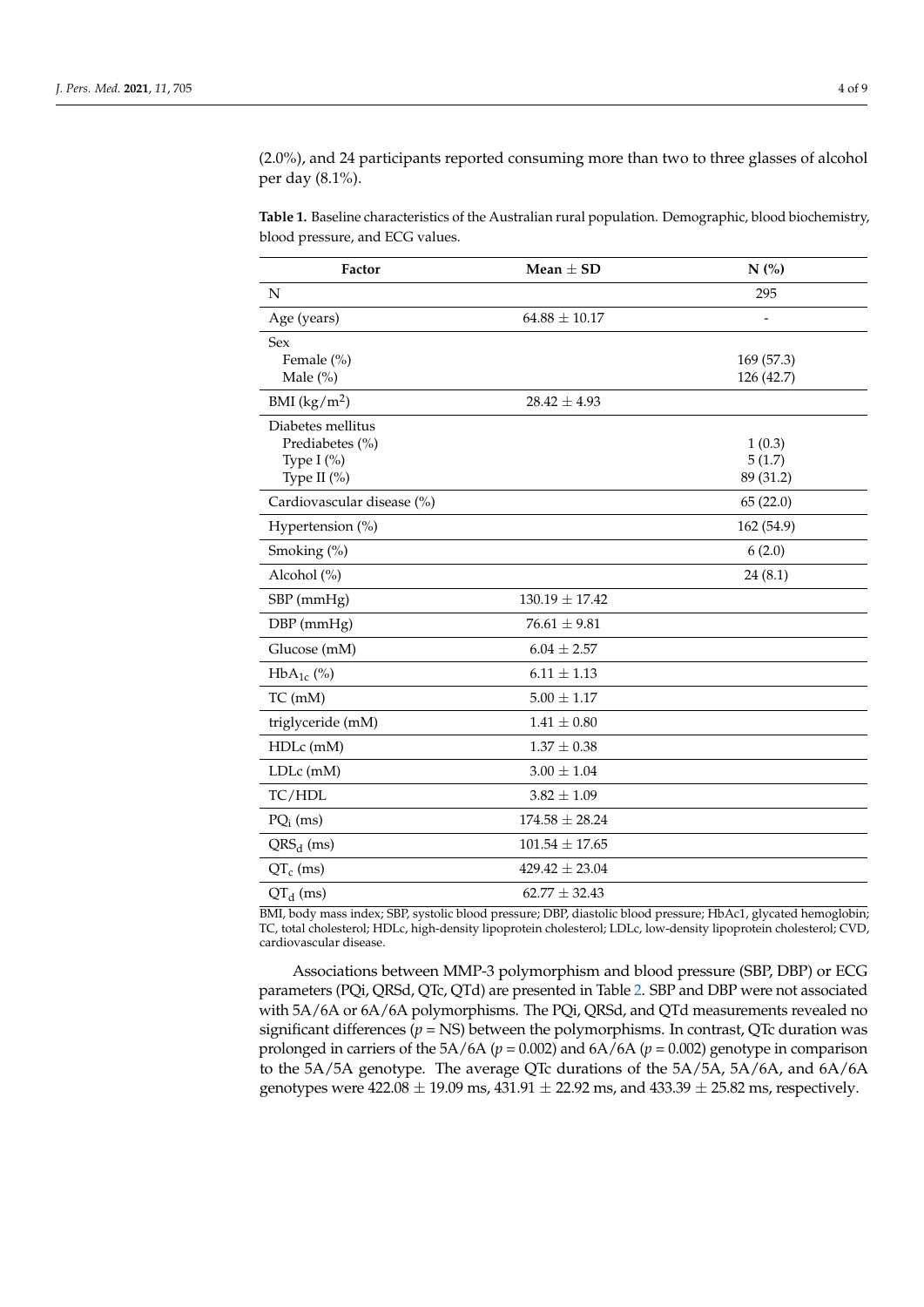(2.0%), and 24 participants reported consuming more than two to three glasses of alcohol per day (8.1%).

**Table 1.** Baseline characteristics of the Australian rural population. Demographic, blood biochemistry, blood pressure, and ECG values.

| Factor | Mean ± SD | N (%) |
|---|---|---|
| N | | 295 |
| Age (years) | 64.88 ± 10.17 | - |
| Sex<br>Female (%)<br>Male (%) | | <br>169 (57.3)<br>126 (42.7) |
| BMI (kg/m$^2$) | 28.42 ± 4.93 | |
| Diabetes mellitus<br>Prediabetes (%)<br>Type I (%)<br>Type II (%) | | <br>1 (0.3)<br>5 (1.7)<br>89 (31.2) |
| Cardiovascular disease (%) | | 65 (22.0) |
| Hypertension (%) | | 162 (54.9) |
| Smoking (%) | | 6 (2.0) |
| Alcohol (%) | | 24 (8.1) |
| SBP (mmHg) | 130.19 ± 17.42 | |
| DBP (mmHg) | 76.61 ± 9.81 | |
| Glucose (mM) | 6.04 ± 2.57 | |
| HbA$_{1c}$ (%) | 6.11 ± 1.13 | |
| TC (mM) | 5.00 ± 1.17 | |
| triglyceride (mM) | 1.41 ± 0.80 | |
| HDLc (mM) | 1.37 ± 0.38 | |
| LDLc (mM) | 3.00 ± 1.04 | |
| TC/HDL | 3.82 ± 1.09 | |
| PQ$_i$ (ms) | 174.58 ± 28.24 | |
| QRS$_d$ (ms) | 101.54 ± 17.65 | |
| QT$_c$ (ms) | 429.42 ± 23.04 | |
| QT$_d$ (ms) | 62.77 ± 32.43 | |

BMI, body mass index; SBP, systolic blood pressure; DBP, diastolic blood pressure; HbAc1, glycated hemoglobin; TC, total cholesterol; HDLc, high-density lipoprotein cholesterol; LDLc, low-density lipoprotein cholesterol; CVD, cardiovascular disease.

Associations between MMP-3 polymorphism and blood pressure (SBP, DBP) or ECG parameters (PQi, QRSd, QTc, QTd) are presented in Table 2. SBP and DBP were not associated with 5A/6A or 6A/6A polymorphisms. The PQi, QRSd, and QTd measurements revealed no significant differences ($p$ = NS) between the polymorphisms. In contrast, QTc duration was prolonged in carriers of the 5A/6A ($p$ = 0.002) and 6A/6A ($p$ = 0.002) genotype in comparison to the 5A/5A genotype. The average QTc durations of the 5A/5A, 5A/6A, and 6A/6A genotypes were 422.08 ± 19.09 ms, 431.91 ± 22.92 ms, and 433.39 ± 25.82 ms, respectively.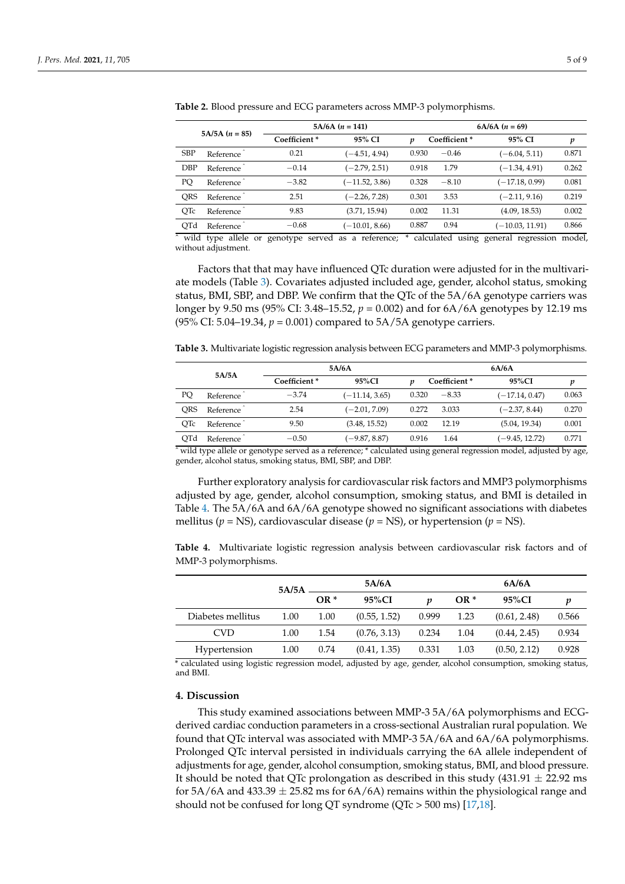**Table 2.** Blood pressure and ECG parameters across MMP-3 polymorphisms.

| 5A/5A (n = 85) | | 5A/6A (n = 141) | | | 6A/6A (n = 69) | | |
|---|---|---|---|---|---|---|---|
| | | Coefficient * | 95% CI | p | Coefficient * | 95% CI | p |
| SBP | Reference ^ | 0.21 | (−4.51, 4.94) | 0.930 | −0.46 | (−6.04, 5.11) | 0.871 |
| DBP | Reference ^ | −0.14 | (−2.79, 2.51) | 0.918 | 1.79 | (−1.34, 4.91) | 0.262 |
| PQ | Reference ^ | −3.82 | (−11.52, 3.86) | 0.328 | −8.10 | (−17.18, 0.99) | 0.081 |
| QRS | Reference ^ | 2.51 | (−2.26, 7.28) | 0.301 | 3.53 | (−2.11, 9.16) | 0.219 |
| QTc | Reference ^ | 9.83 | (3.71, 15.94) | 0.002 | 11.31 | (4.09, 18.53) | 0.002 |
| QTd | Reference ^ | −0.68 | (−10.01, 8.66) | 0.887 | 0.94 | (−10.03, 11.91) | 0.866 |

^ wild type allele or genotype served as a reference; * calculated using general regression model, without adjustment.

Factors that that may have influenced QTc duration were adjusted for in the multivariate models (Table 3). Covariates adjusted included age, gender, alcohol status, smoking status, BMI, SBP, and DBP. We confirm that the QTc of the 5A/6A genotype carriers was longer by 9.50 ms (95% CI: 3.48–15.52, $p = 0.002$) and for 6A/6A genotypes by 12.19 ms (95% CI: 5.04–19.34, $p = 0.001$) compared to 5A/5A genotype carriers.

**Table 3.** Multivariate logistic regression analysis between ECG parameters and MMP-3 polymorphisms.

| 5A/5A | | 5A/6A | | | 6A/6A | | |
|---|---|---|---|---|---|---|---|
| | | Coefficient * | 95%CI | p | Coefficient * | 95%CI | p |
| PQ | Reference ^ | −3.74 | (−11.14, 3.65) | 0.320 | −8.33 | (−17.14, 0.47) | 0.063 |
| QRS | Reference ^ | 2.54 | (−2.01, 7.09) | 0.272 | 3.033 | (−2.37, 8.44) | 0.270 |
| QTc | Reference ^ | 9.50 | (3.48, 15.52) | 0.002 | 12.19 | (5.04, 19.34) | 0.001 |
| QTd | Reference ^ | −0.50 | (−9.87, 8.87) | 0.916 | 1.64 | (−9.45, 12.72) | 0.771 |

^ wild type allele or genotype served as a reference; * calculated using general regression model, adjusted by age, gender, alcohol status, smoking status, BMI, SBP, and DBP.

Further exploratory analysis for cardiovascular risk factors and MMP3 polymorphisms adjusted by age, gender, alcohol consumption, smoking status, and BMI is detailed in Table 4. The 5A/6A and 6A/6A genotype showed no significant associations with diabetes mellitus ($p$ = NS), cardiovascular disease ($p$ = NS), or hypertension ($p$ = NS).

**Table 4.** Multivariate logistic regression analysis between cardiovascular risk factors and of MMP-3 polymorphisms.

| | 5A/5A | 5A/6A | | | 6A/6A | | |
|---|---|---|---|---|---|---|---|
| | | OR * | 95%CI | p | OR * | 95%CI | p |
| Diabetes mellitus | 1.00 | 1.00 | (0.55, 1.52) | 0.999 | 1.23 | (0.61, 2.48) | 0.566 |
| CVD | 1.00 | 1.54 | (0.76, 3.13) | 0.234 | 1.04 | (0.44, 2.45) | 0.934 |
| Hypertension | 1.00 | 0.74 | (0.41, 1.35) | 0.331 | 1.03 | (0.50, 2.12) | 0.928 |

* calculated using logistic regression model, adjusted by age, gender, alcohol consumption, smoking status, and BMI.

## 4. Discussion

This study examined associations between MMP-3 5A/6A polymorphisms and ECG-derived cardiac conduction parameters in a cross-sectional Australian rural population. We found that QTc interval was associated with MMP-3 5A/6A and 6A/6A polymorphisms. Prolonged QTc interval persisted in individuals carrying the 6A allele independent of adjustments for age, gender, alcohol consumption, smoking status, BMI, and blood pressure. It should be noted that QTc prolongation as described in this study (431.91 ± 22.92 ms for 5A/6A and 433.39 ± 25.82 ms for 6A/6A) remains within the physiological range and should not be confused for long QT syndrome (QTc > 500 ms) [17,18].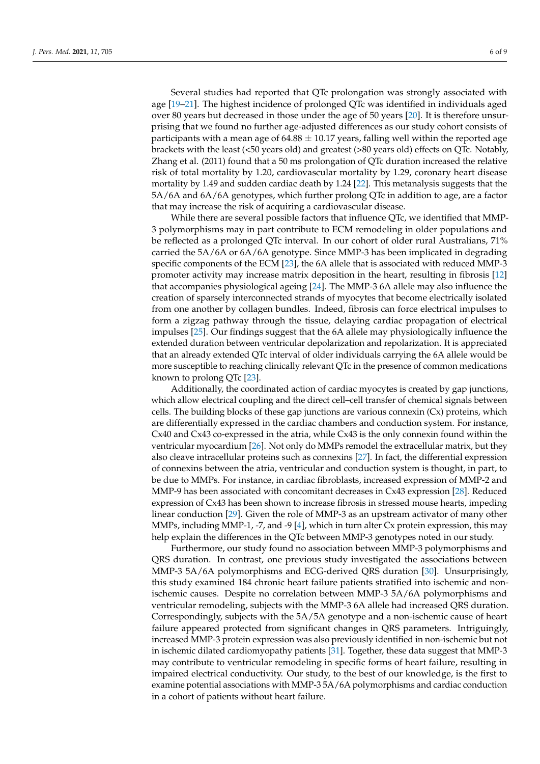Several studies had reported that QTc prolongation was strongly associated with age [19–21]. The highest incidence of prolonged QTc was identified in individuals aged over 80 years but decreased in those under the age of 50 years [20]. It is therefore unsurprising that we found no further age-adjusted differences as our study cohort consists of participants with a mean age of $64.88 \pm 10.17$ years, falling well within the reported age brackets with the least (<50 years old) and greatest (>80 years old) effects on QTc. Notably, Zhang et al. (2011) found that a 50 ms prolongation of QTc duration increased the relative risk of total mortality by 1.20, cardiovascular mortality by 1.29, coronary heart disease mortality by 1.49 and sudden cardiac death by 1.24 [22]. This metanalysis suggests that the 5A/6A and 6A/6A genotypes, which further prolong QTc in addition to age, are a factor that may increase the risk of acquiring a cardiovascular disease.

While there are several possible factors that influence QTc, we identified that MMP-3 polymorphisms may in part contribute to ECM remodeling in older populations and be reflected as a prolonged QTc interval. In our cohort of older rural Australians, 71% carried the 5A/6A or 6A/6A genotype. Since MMP-3 has been implicated in degrading specific components of the ECM [23], the 6A allele that is associated with reduced MMP-3 promoter activity may increase matrix deposition in the heart, resulting in fibrosis [12] that accompanies physiological ageing [24]. The MMP-3 6A allele may also influence the creation of sparsely interconnected strands of myocytes that become electrically isolated from one another by collagen bundles. Indeed, fibrosis can force electrical impulses to form a zigzag pathway through the tissue, delaying cardiac propagation of electrical impulses [25]. Our findings suggest that the 6A allele may physiologically influence the extended duration between ventricular depolarization and repolarization. It is appreciated that an already extended QTc interval of older individuals carrying the 6A allele would be more susceptible to reaching clinically relevant QTc in the presence of common medications known to prolong QTc [23].

Additionally, the coordinated action of cardiac myocytes is created by gap junctions, which allow electrical coupling and the direct cell–cell transfer of chemical signals between cells. The building blocks of these gap junctions are various connexin (Cx) proteins, which are differentially expressed in the cardiac chambers and conduction system. For instance, Cx40 and Cx43 co-expressed in the atria, while Cx43 is the only connexin found within the ventricular myocardium [26]. Not only do MMPs remodel the extracellular matrix, but they also cleave intracellular proteins such as connexins [27]. In fact, the differential expression of connexins between the atria, ventricular and conduction system is thought, in part, to be due to MMPs. For instance, in cardiac fibroblasts, increased expression of MMP-2 and MMP-9 has been associated with concomitant decreases in Cx43 expression [28]. Reduced expression of Cx43 has been shown to increase fibrosis in stressed mouse hearts, impeding linear conduction [29]. Given the role of MMP-3 as an upstream activator of many other MMPs, including MMP-1, -7, and -9 [4], which in turn alter Cx protein expression, this may help explain the differences in the QTc between MMP-3 genotypes noted in our study.

Furthermore, our study found no association between MMP-3 polymorphisms and QRS duration. In contrast, one previous study investigated the associations between MMP-3 5A/6A polymorphisms and ECG-derived QRS duration [30]. Unsurprisingly, this study examined 184 chronic heart failure patients stratified into ischemic and non-ischemic causes. Despite no correlation between MMP-3 5A/6A polymorphisms and ventricular remodeling, subjects with the MMP-3 6A allele had increased QRS duration. Correspondingly, subjects with the 5A/5A genotype and a non-ischemic cause of heart failure appeared protected from significant changes in QRS parameters. Intriguingly, increased MMP-3 protein expression was also previously identified in non-ischemic but not in ischemic dilated cardiomyopathy patients [31]. Together, these data suggest that MMP-3 may contribute to ventricular remodeling in specific forms of heart failure, resulting in impaired electrical conductivity. Our study, to the best of our knowledge, is the first to examine potential associations with MMP-3 5A/6A polymorphisms and cardiac conduction in a cohort of patients without heart failure.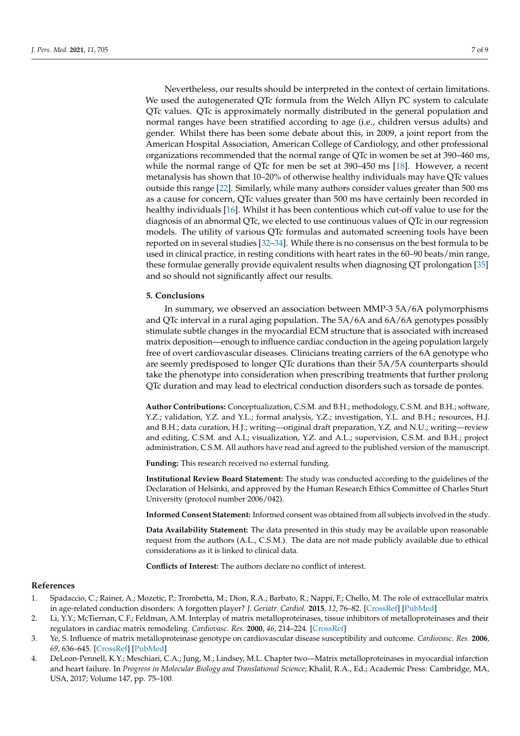Nevertheless, our results should be interpreted in the context of certain limitations. We used the autogenerated QTc formula from the Welch Allyn PC system to calculate QTc values. QTc is approximately normally distributed in the general population and normal ranges have been stratified according to age (i.e., children versus adults) and gender. Whilst there has been some debate about this, in 2009, a joint report from the American Hospital Association, American College of Cardiology, and other professional organizations recommended that the normal range of QTc in women be set at 390–460 ms, while the normal range of QTc for men be set at 390–450 ms [18]. However, a recent metanalysis has shown that 10–20% of otherwise healthy individuals may have QTc values outside this range [22]. Similarly, while many authors consider values greater than 500 ms as a cause for concern, QTc values greater than 500 ms have certainly been recorded in healthy individuals [16]. Whilst it has been contentious which cut-off value to use for the diagnosis of an abnormal QTc, we elected to use continuous values of QTc in our regression models. The utility of various QTc formulas and automated screening tools have been reported on in several studies [32–34]. While there is no consensus on the best formula to be used in clinical practice, in resting conditions with heart rates in the 60–90 beats/min range, these formulae generally provide equivalent results when diagnosing QT prolongation [35] and so should not significantly affect our results.

## 5. Conclusions

In summary, we observed an association between MMP-3 5A/6A polymorphisms and QTc interval in a rural aging population. The 5A/6A and 6A/6A genotypes possibly stimulate subtle changes in the myocardial ECM structure that is associated with increased matrix deposition—enough to influence cardiac conduction in the ageing population largely free of overt cardiovascular diseases. Clinicians treating carriers of the 6A genotype who are seemly predisposed to longer QTc durations than their 5A/5A counterparts should take the phenotype into consideration when prescribing treatments that further prolong QTc duration and may lead to electrical conduction disorders such as torsade de pontes.

**Author Contributions:** Conceptualization, C.S.M. and B.H.; methodology, C.S.M. and B.H.; software, Y.Z.; validation, Y.Z. and Y.L.; formal analysis, Y.Z.; investigation, Y.L. and B.H.; resources, H.J. and B.H.; data curation, H.J.; writing—original draft preparation, Y.Z. and N.U.; writing—review and editing, C.S.M. and A.L; visualization, Y.Z. and A.L.; supervision, C.S.M. and B.H.; project administration, C.S.M. All authors have read and agreed to the published version of the manuscript.

**Funding:** This research received no external funding.

**Institutional Review Board Statement:** The study was conducted according to the guidelines of the Declaration of Helsinki, and approved by the Human Research Ethics Committee of Charles Sturt University (protocol number 2006/042).

**Informed Consent Statement:** Informed consent was obtained from all subjects involved in the study.

**Data Availability Statement:** The data presented in this study may be available upon reasonable request from the authors (A.L., C.S.M.). The data are not made publicly available due to ethical considerations as it is linked to clinical data.

**Conflicts of Interest:** The authors declare no conflict of interest.

## References

1. Spadaccio, C.; Rainer, A.; Mozetic, P.; Trombetta, M.; Dion, R.A.; Barbato, R.; Nappi, F.; Chello, M. The role of extracellular matrix in age-related conduction disorders: A forgotten player? *J. Geriatr. Cardiol.* **2015**, *12*, 76–82. [CrossRef] [PubMed]
2. Li, Y.Y.; McTiernan, C.F.; Feldman, A.M. Interplay of matrix metalloproteinases, tissue inhibitors of metalloproteinases and their regulators in cardiac matrix remodeling. *Cardiovasc. Res.* **2000**, *46*, 214–224. [CrossRef]
3. Ye, S. Influence of matrix metalloproteinase genotype on cardiovascular disease susceptibility and outcome. *Cardiovasc. Res.* **2006**, *69*, 636–645. [CrossRef] [PubMed]
4. DeLeon-Pennell, K.Y.; Meschiari, C.A.; Jung, M.; Lindsey, M.L. Chapter two—Matrix metalloproteinases in myocardial infarction and heart failure. In *Progress in Molecular Biology and Translational Science*; Khalil, R.A., Ed.; Academic Press: Cambridge, MA, USA, 2017; Volume 147, pp. 75–100.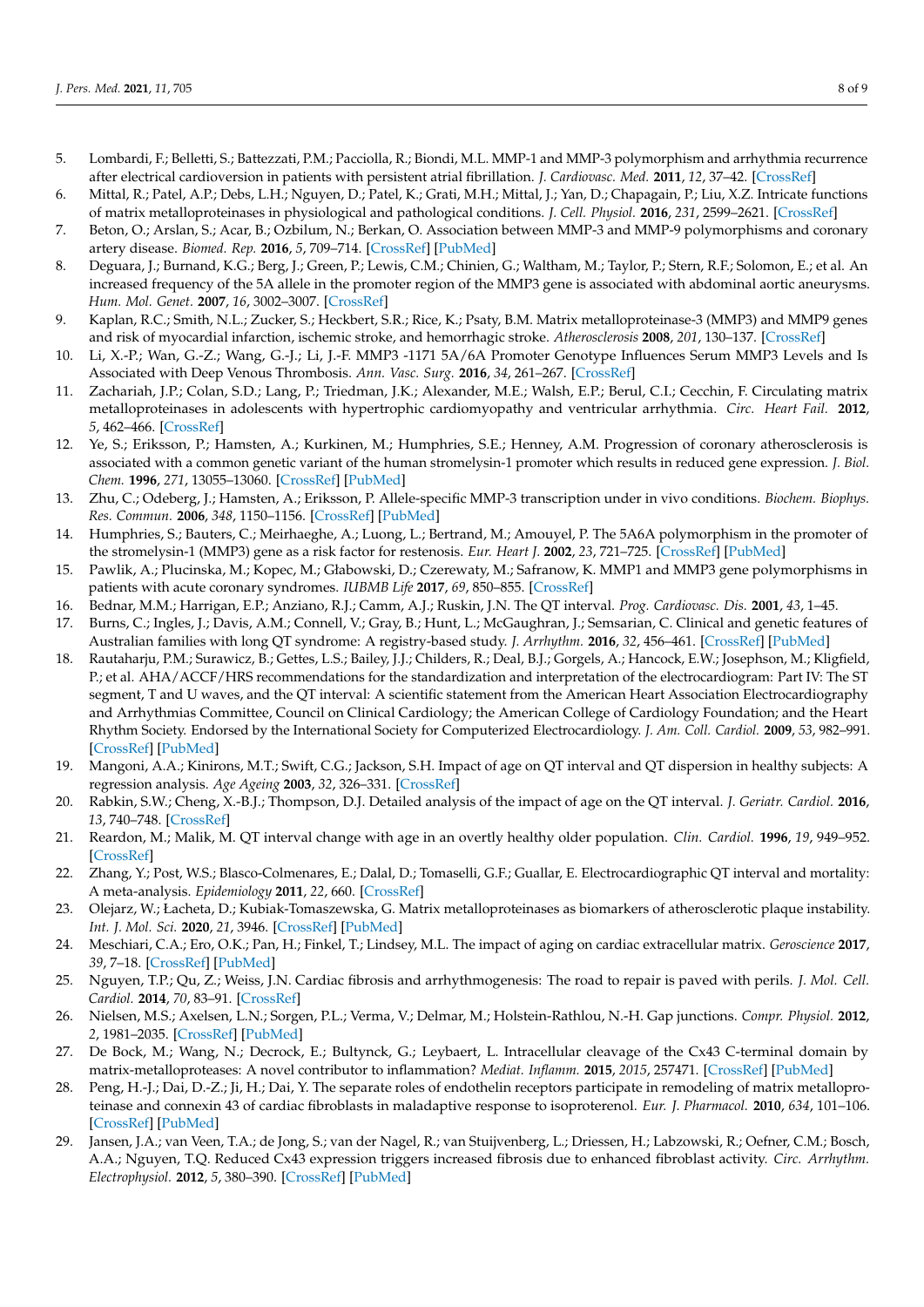5. Lombardi, F.; Belletti, S.; Battezzati, P.M.; Pacciolla, R.; Biondi, M.L. MMP-1 and MMP-3 polymorphism and arrhythmia recurrence after electrical cardioversion in patients with persistent atrial fibrillation. *J. Cardiovasc. Med.* **2011**, *12*, 37–42. [CrossRef]
6. Mittal, R.; Patel, A.P.; Debs, L.H.; Nguyen, D.; Patel, K.; Grati, M.H.; Mittal, J.; Yan, D.; Chapagain, P.; Liu, X.Z. Intricate functions of matrix metalloproteinases in physiological and pathological conditions. *J. Cell. Physiol.* **2016**, *231*, 2599–2621. [CrossRef]
7. Beton, O.; Arslan, S.; Acar, B.; Ozbilum, N.; Berkan, O. Association between MMP-3 and MMP-9 polymorphisms and coronary artery disease. *Biomed. Rep.* **2016**, *5*, 709–714. [CrossRef] [PubMed]
8. Deguara, J.; Burnand, K.G.; Berg, J.; Green, P.; Lewis, C.M.; Chinien, G.; Waltham, M.; Taylor, P.; Stern, R.F.; Solomon, E.; et al. An increased frequency of the 5A allele in the promoter region of the MMP3 gene is associated with abdominal aortic aneurysms. *Hum. Mol. Genet.* **2007**, *16*, 3002–3007. [CrossRef]
9. Kaplan, R.C.; Smith, N.L.; Zucker, S.; Heckbert, S.R.; Rice, K.; Psaty, B.M. Matrix metalloproteinase-3 (MMP3) and MMP9 genes and risk of myocardial infarction, ischemic stroke, and hemorrhagic stroke. *Atherosclerosis* **2008**, *201*, 130–137. [CrossRef]
10. Li, X.-P.; Wan, G.-Z.; Wang, G.-J.; Li, J.-F. MMP3 -1171 5A/6A Promoter Genotype Influences Serum MMP3 Levels and Is Associated with Deep Venous Thrombosis. *Ann. Vasc. Surg.* **2016**, *34*, 261–267. [CrossRef]
11. Zachariah, J.P.; Colan, S.D.; Lang, P.; Triedman, J.K.; Alexander, M.E.; Walsh, E.P.; Berul, C.I.; Cecchin, F. Circulating matrix metalloproteinases in adolescents with hypertrophic cardiomyopathy and ventricular arrhythmia. *Circ. Heart Fail.* **2012**, *5*, 462–466. [CrossRef]
12. Ye, S.; Eriksson, P.; Hamsten, A.; Kurkinen, M.; Humphries, S.E.; Henney, A.M. Progression of coronary atherosclerosis is associated with a common genetic variant of the human stromelysin-1 promoter which results in reduced gene expression. *J. Biol. Chem.* **1996**, *271*, 13055–13060. [CrossRef] [PubMed]
13. Zhu, C.; Odeberg, J.; Hamsten, A.; Eriksson, P. Allele-specific MMP-3 transcription under in vivo conditions. *Biochem. Biophys. Res. Commun.* **2006**, *348*, 1150–1156. [CrossRef] [PubMed]
14. Humphries, S.; Bauters, C.; Meirhaeghe, A.; Luong, L.; Bertrand, M.; Amouyel, P. The 5A6A polymorphism in the promoter of the stromelysin-1 (MMP3) gene as a risk factor for restenosis. *Eur. Heart J.* **2002**, *23*, 721–725. [CrossRef] [PubMed]
15. Pawlik, A.; Plucinska, M.; Kopec, M.; Głabowski, D.; Czerewaty, M.; Safranow, K. MMP1 and MMP3 gene polymorphisms in patients with acute coronary syndromes. *IUBMB Life* **2017**, *69*, 850–855. [CrossRef]
16. Bednar, M.M.; Harrigan, E.P.; Anziano, R.J.; Camm, A.J.; Ruskin, J.N. The QT interval. *Prog. Cardiovasc. Dis.* **2001**, *43*, 1–45.
17. Burns, C.; Ingles, J.; Davis, A.M.; Connell, V.; Gray, B.; Hunt, L.; McGaughran, J.; Semsarian, C. Clinical and genetic features of Australian families with long QT syndrome: A registry-based study. *J. Arrhythm.* **2016**, *32*, 456–461. [CrossRef] [PubMed]
18. Rautaharju, P.M.; Surawicz, B.; Gettes, L.S.; Bailey, J.J.; Childers, R.; Deal, B.J.; Gorgels, A.; Hancock, E.W.; Josephson, M.; Kligfield, P.; et al. AHA/ACCF/HRS recommendations for the standardization and interpretation of the electrocardiogram: Part IV: The ST segment, T and U waves, and the QT interval: A scientific statement from the American Heart Association Electrocardiography and Arrhythmias Committee, Council on Clinical Cardiology; the American College of Cardiology Foundation; and the Heart Rhythm Society. Endorsed by the International Society for Computerized Electrocardiology. *J. Am. Coll. Cardiol.* **2009**, *53*, 982–991. [CrossRef] [PubMed]
19. Mangoni, A.A.; Kinirons, M.T.; Swift, C.G.; Jackson, S.H. Impact of age on QT interval and QT dispersion in healthy subjects: A regression analysis. *Age Ageing* **2003**, *32*, 326–331. [CrossRef]
20. Rabkin, S.W.; Cheng, X.-B.J.; Thompson, D.J. Detailed analysis of the impact of age on the QT interval. *J. Geriatr. Cardiol.* **2016**, *13*, 740–748. [CrossRef]
21. Reardon, M.; Malik, M. QT interval change with age in an overtly healthy older population. *Clin. Cardiol.* **1996**, *19*, 949–952. [CrossRef]
22. Zhang, Y.; Post, W.S.; Blasco-Colmenares, E.; Dalal, D.; Tomaselli, G.F.; Guallar, E. Electrocardiographic QT interval and mortality: A meta-analysis. *Epidemiology* **2011**, *22*, 660. [CrossRef]
23. Olejarz, W.; Łacheta, D.; Kubiak-Tomaszewska, G. Matrix metalloproteinases as biomarkers of atherosclerotic plaque instability. *Int. J. Mol. Sci.* **2020**, *21*, 3946. [CrossRef] [PubMed]
24. Meschiari, C.A.; Ero, O.K.; Pan, H.; Finkel, T.; Lindsey, M.L. The impact of aging on cardiac extracellular matrix. *Geroscience* **2017**, *39*, 7–18. [CrossRef] [PubMed]
25. Nguyen, T.P.; Qu, Z.; Weiss, J.N. Cardiac fibrosis and arrhythmogenesis: The road to repair is paved with perils. *J. Mol. Cell. Cardiol.* **2014**, *70*, 83–91. [CrossRef]
26. Nielsen, M.S.; Axelsen, L.N.; Sorgen, P.L.; Verma, V.; Delmar, M.; Holstein-Rathlou, N.-H. Gap junctions. *Compr. Physiol.* **2012**, *2*, 1981–2035. [CrossRef] [PubMed]
27. De Bock, M.; Wang, N.; Decrock, E.; Bultynck, G.; Leybaert, L. Intracellular cleavage of the Cx43 C-terminal domain by matrix-metalloproteases: A novel contributor to inflammation? *Mediat. Inflamm.* **2015**, *2015*, 257471. [CrossRef] [PubMed]
28. Peng, H.-J.; Dai, D.-Z.; Ji, H.; Dai, Y. The separate roles of endothelin receptors participate in remodeling of matrix metalloproteinase and connexin 43 of cardiac fibroblasts in maladaptive response to isoproterenol. *Eur. J. Pharmacol.* **2010**, *634*, 101–106. [CrossRef] [PubMed]
29. Jansen, J.A.; van Veen, T.A.; de Jong, S.; van der Nagel, R.; van Stuijvenberg, L.; Driessen, H.; Labzowski, R.; Oefner, C.M.; Bosch, A.A.; Nguyen, T.Q. Reduced Cx43 expression triggers increased fibrosis due to enhanced fibroblast activity. *Circ. Arrhythm. Electrophysiol.* **2012**, *5*, 380–390. [CrossRef] [PubMed]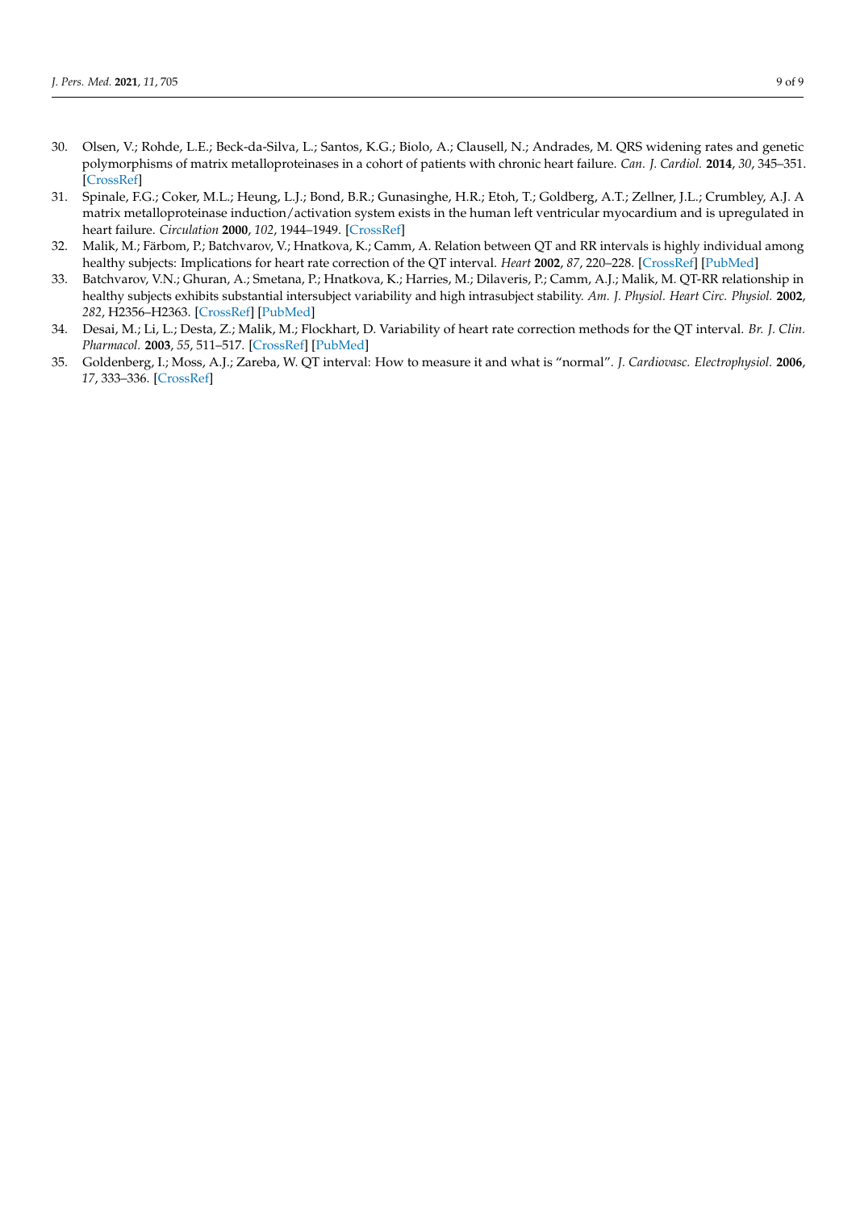30. Olsen, V.; Rohde, L.E.; Beck-da-Silva, L.; Santos, K.G.; Biolo, A.; Clausell, N.; Andrades, M. QRS widening rates and genetic polymorphisms of matrix metalloproteinases in a cohort of patients with chronic heart failure. *Can. J. Cardiol.* **2014**, *30*, 345–351. [CrossRef]
31. Spinale, F.G.; Coker, M.L.; Heung, L.J.; Bond, B.R.; Gunasinghe, H.R.; Etoh, T.; Goldberg, A.T.; Zellner, J.L.; Crumbley, A.J. A matrix metalloproteinase induction/activation system exists in the human left ventricular myocardium and is upregulated in heart failure. *Circulation* **2000**, *102*, 1944–1949. [CrossRef]
32. Malik, M.; Färbom, P.; Batchvarov, V.; Hnatkova, K.; Camm, A. Relation between QT and RR intervals is highly individual among healthy subjects: Implications for heart rate correction of the QT interval. *Heart* **2002**, *87*, 220–228. [CrossRef] [PubMed]
33. Batchvarov, V.N.; Ghuran, A.; Smetana, P.; Hnatkova, K.; Harries, M.; Dilaveris, P.; Camm, A.J.; Malik, M. QT-RR relationship in healthy subjects exhibits substantial intersubject variability and high intrasubject stability. *Am. J. Physiol. Heart Circ. Physiol.* **2002**, *282*, H2356–H2363. [CrossRef] [PubMed]
34. Desai, M.; Li, L.; Desta, Z.; Malik, M.; Flockhart, D. Variability of heart rate correction methods for the QT interval. *Br. J. Clin. Pharmacol.* **2003**, *55*, 511–517. [CrossRef] [PubMed]
35. Goldenberg, I.; Moss, A.J.; Zareba, W. QT interval: How to measure it and what is "normal". *J. Cardiovasc. Electrophysiol.* **2006**, *17*, 333–336. [CrossRef]